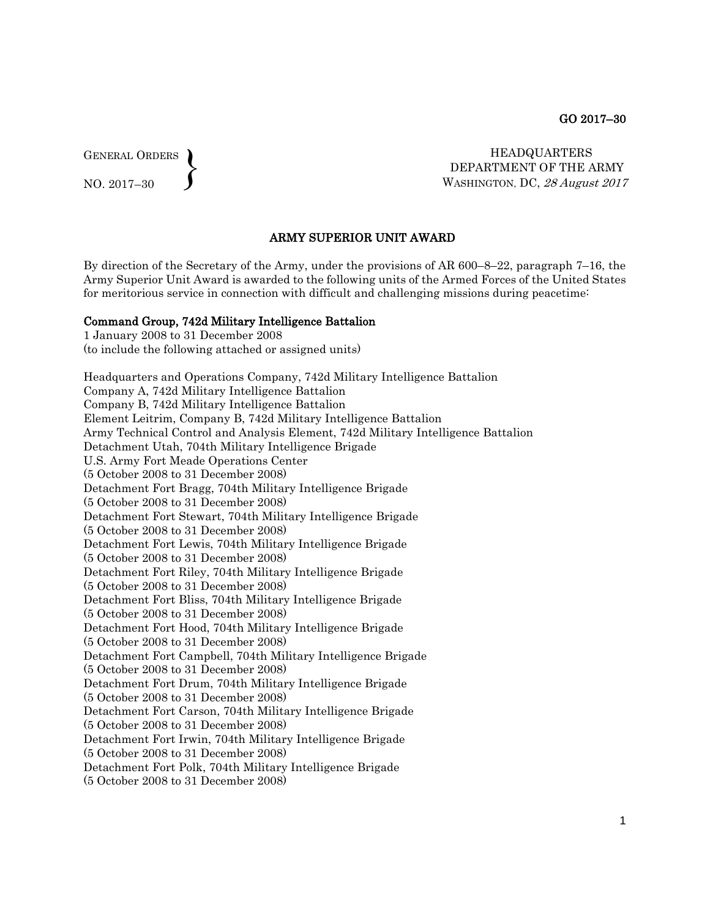GENERAL ORDERS
NO. 2017–30

HEADQUARTERS
DEPARTMENT OF THE ARMY
WASHINGTON, DC, *28 August 2017*

## ARMY SUPERIOR UNIT AWARD

By direction of the Secretary of the Army, under the provisions of AR 600–8–22, paragraph 7–16, the Army Superior Unit Award is awarded to the following units of the Armed Forces of the United States for meritorious service in connection with difficult and challenging missions during peacetime:

**Command Group, 742d Military Intelligence Battalion**
1 January 2008 to 31 December 2008
(to include the following attached or assigned units)

Headquarters and Operations Company, 742d Military Intelligence Battalion
Company A, 742d Military Intelligence Battalion
Company B, 742d Military Intelligence Battalion
Element Leitrim, Company B, 742d Military Intelligence Battalion
Army Technical Control and Analysis Element, 742d Military Intelligence Battalion
Detachment Utah, 704th Military Intelligence Brigade
U.S. Army Fort Meade Operations Center
(5 October 2008 to 31 December 2008)
Detachment Fort Bragg, 704th Military Intelligence Brigade
(5 October 2008 to 31 December 2008)
Detachment Fort Stewart, 704th Military Intelligence Brigade
(5 October 2008 to 31 December 2008)
Detachment Fort Lewis, 704th Military Intelligence Brigade
(5 October 2008 to 31 December 2008)
Detachment Fort Riley, 704th Military Intelligence Brigade
(5 October 2008 to 31 December 2008)
Detachment Fort Bliss, 704th Military Intelligence Brigade
(5 October 2008 to 31 December 2008)
Detachment Fort Hood, 704th Military Intelligence Brigade
(5 October 2008 to 31 December 2008)
Detachment Fort Campbell, 704th Military Intelligence Brigade
(5 October 2008 to 31 December 2008)
Detachment Fort Drum, 704th Military Intelligence Brigade
(5 October 2008 to 31 December 2008)
Detachment Fort Carson, 704th Military Intelligence Brigade
(5 October 2008 to 31 December 2008)
Detachment Fort Irwin, 704th Military Intelligence Brigade
(5 October 2008 to 31 December 2008)
Detachment Fort Polk, 704th Military Intelligence Brigade
(5 October 2008 to 31 December 2008)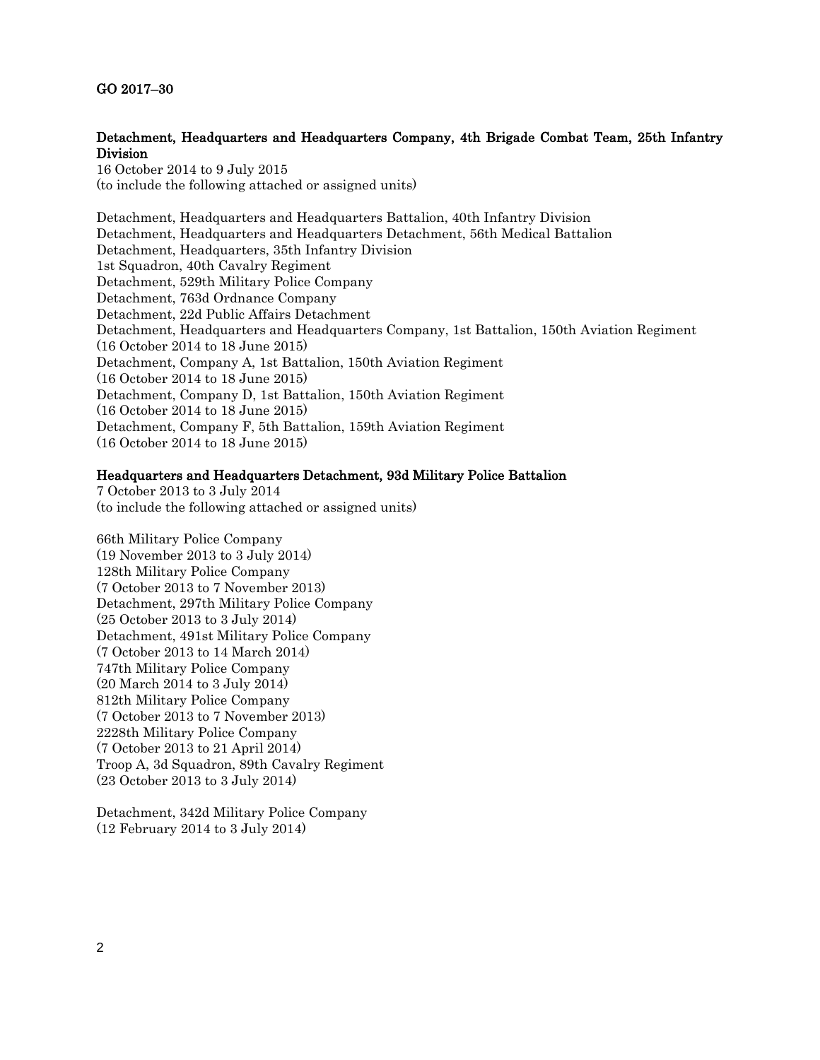GO 2017–30

**Detachment, Headquarters and Headquarters Company, 4th Brigade Combat Team, 25th Infantry Division**
16 October 2014 to 9 July 2015
(to include the following attached or assigned units)

Detachment, Headquarters and Headquarters Battalion, 40th Infantry Division
Detachment, Headquarters and Headquarters Detachment, 56th Medical Battalion
Detachment, Headquarters, 35th Infantry Division
1st Squadron, 40th Cavalry Regiment
Detachment, 529th Military Police Company
Detachment, 763d Ordnance Company
Detachment, 22d Public Affairs Detachment
Detachment, Headquarters and Headquarters Company, 1st Battalion, 150th Aviation Regiment
(16 October 2014 to 18 June 2015)
Detachment, Company A, 1st Battalion, 150th Aviation Regiment
(16 October 2014 to 18 June 2015)
Detachment, Company D, 1st Battalion, 150th Aviation Regiment
(16 October 2014 to 18 June 2015)
Detachment, Company F, 5th Battalion, 159th Aviation Regiment
(16 October 2014 to 18 June 2015)

**Headquarters and Headquarters Detachment, 93d Military Police Battalion**
7 October 2013 to 3 July 2014
(to include the following attached or assigned units)

66th Military Police Company
(19 November 2013 to 3 July 2014)
128th Military Police Company
(7 October 2013 to 7 November 2013)
Detachment, 297th Military Police Company
(25 October 2013 to 3 July 2014)
Detachment, 491st Military Police Company
(7 October 2013 to 14 March 2014)
747th Military Police Company
(20 March 2014 to 3 July 2014)
812th Military Police Company
(7 October 2013 to 7 November 2013)
2228th Military Police Company
(7 October 2013 to 21 April 2014)
Troop A, 3d Squadron, 89th Cavalry Regiment
(23 October 2013 to 3 July 2014)

Detachment, 342d Military Police Company
(12 February 2014 to 3 July 2014)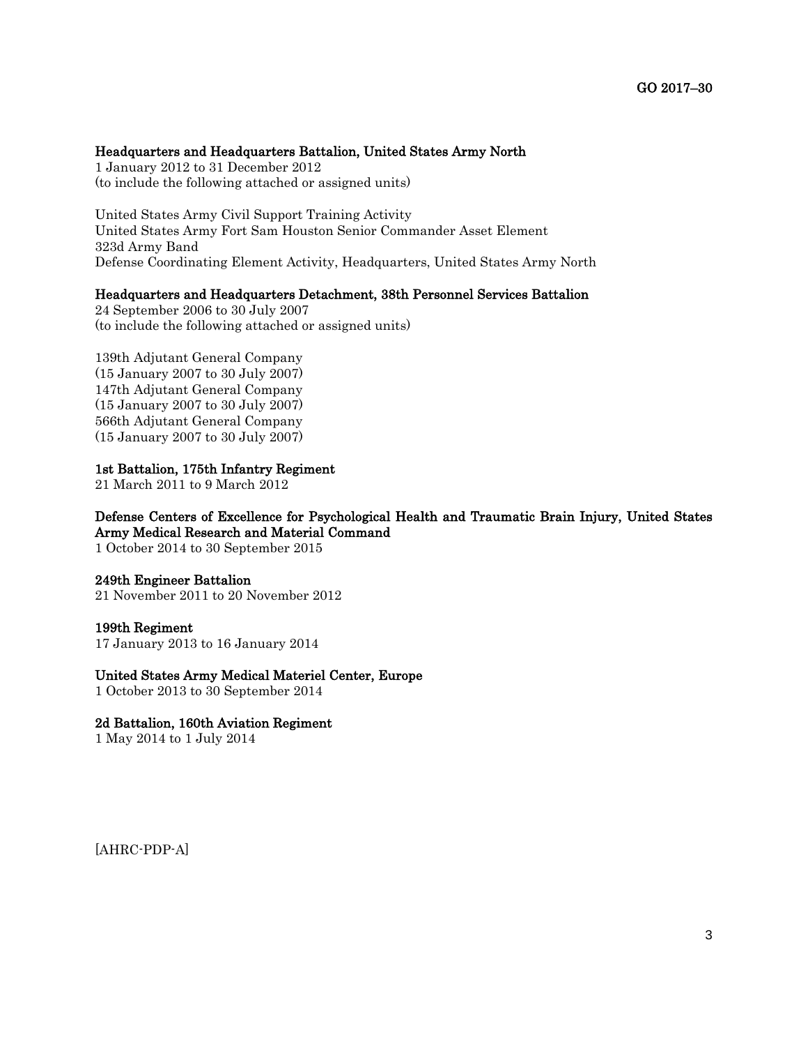**Headquarters and Headquarters Battalion, United States Army North**
1 January 2012 to 31 December 2012
(to include the following attached or assigned units)

United States Army Civil Support Training Activity
United States Army Fort Sam Houston Senior Commander Asset Element
323d Army Band
Defense Coordinating Element Activity, Headquarters, United States Army North

**Headquarters and Headquarters Detachment, 38th Personnel Services Battalion**
24 September 2006 to 30 July 2007
(to include the following attached or assigned units)

139th Adjutant General Company
(15 January 2007 to 30 July 2007)
147th Adjutant General Company
(15 January 2007 to 30 July 2007)
566th Adjutant General Company
(15 January 2007 to 30 July 2007)

**1st Battalion, 175th Infantry Regiment**
21 March 2011 to 9 March 2012

**Defense Centers of Excellence for Psychological Health and Traumatic Brain Injury, United States Army Medical Research and Material Command**
1 October 2014 to 30 September 2015

**249th Engineer Battalion**
21 November 2011 to 20 November 2012

**199th Regiment**
17 January 2013 to 16 January 2014

**United States Army Medical Materiel Center, Europe**
1 October 2013 to 30 September 2014

**2d Battalion, 160th Aviation Regiment**
1 May 2014 to 1 July 2014

[AHRC-PDP-A]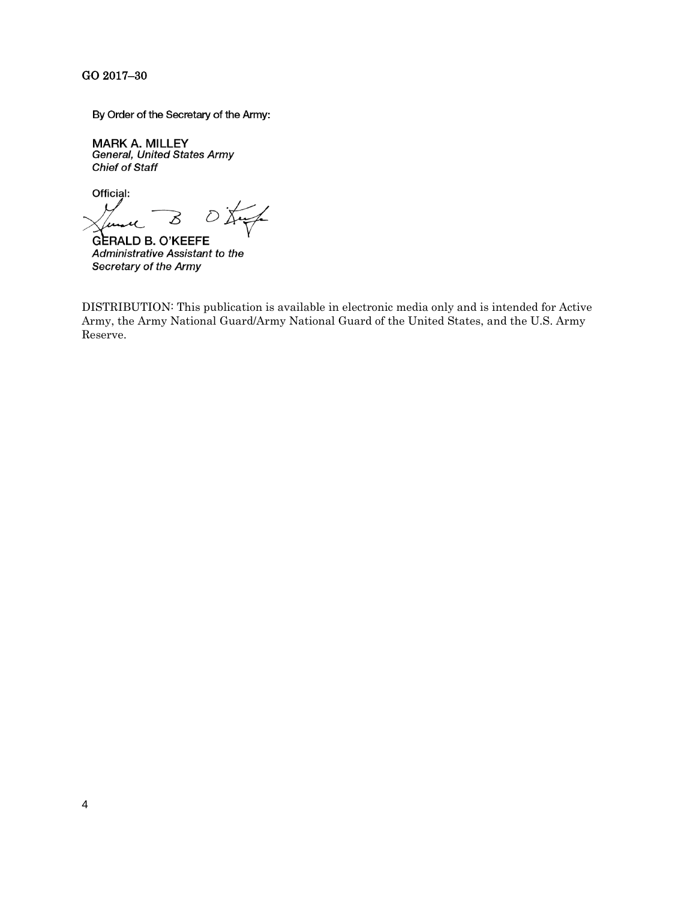By Order of the Secretary of the Army:

**MARK A. MILLEY**
*General, United States Army*
*Chief of Staff*

Official:

**GERALD B. O'KEEFE**
*Administrative Assistant to the*
*Secretary of the Army*

DISTRIBUTION: This publication is available in electronic media only and is intended for Active Army, the Army National Guard/Army National Guard of the United States, and the U.S. Army Reserve.